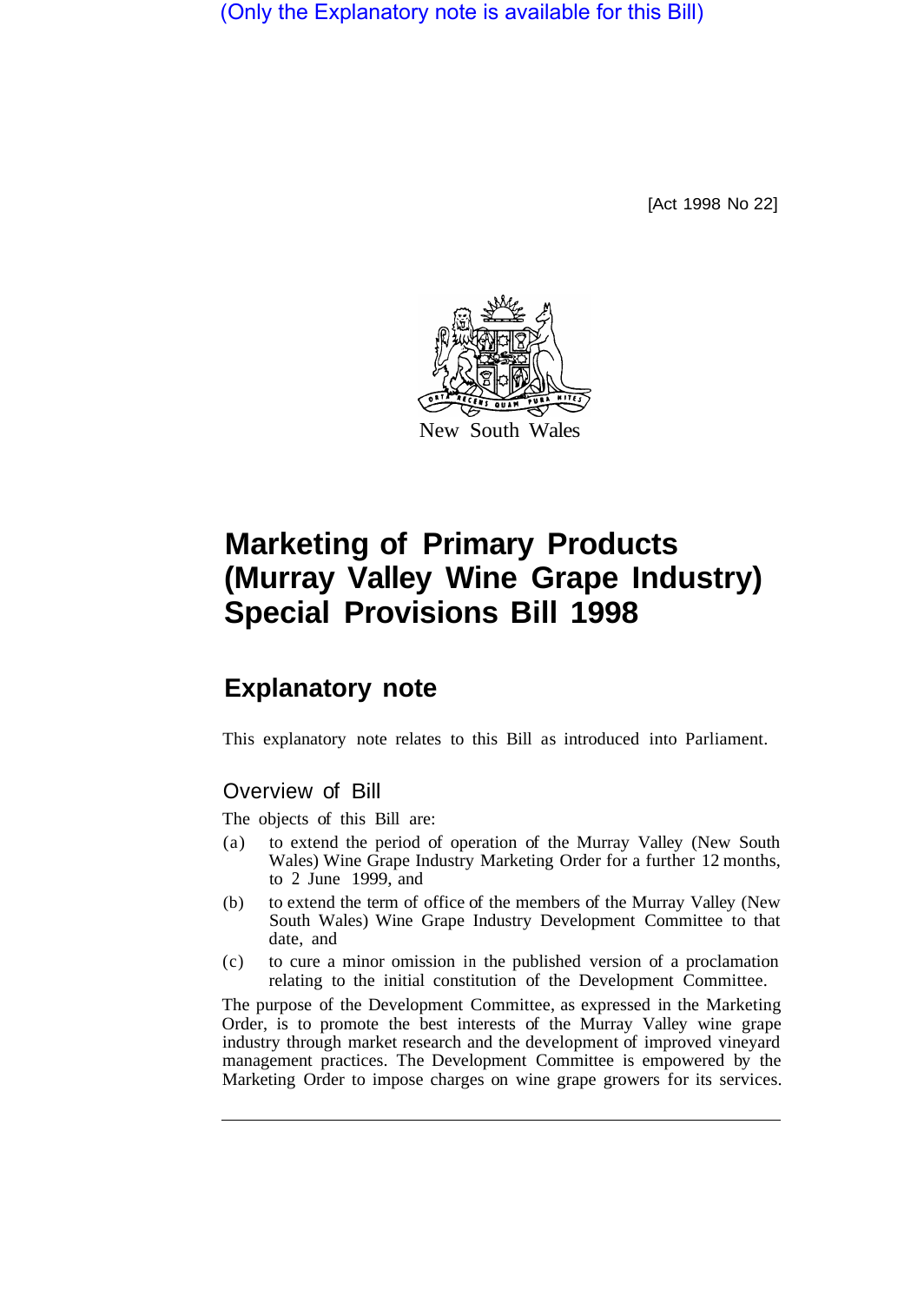(Only the Explanatory note is available for this Bill)

[Act 1998 No 22]

New South Wales

# Marketing of Primary Products (Murray Valley Wine Grape Industry) Special Provisions Bill 1998

## Explanatory note

This explanatory note relates to this Bill as introduced into Parliament.

### Overview of Bill

The objects of this Bill are:

(a) to extend the period of operation of the Murray Valley (New South Wales) Wine Grape Industry Marketing Order for a further 12 months, to 2 June 1999, and

(b) to extend the term of office of the members of the Murray Valley (New South Wales) Wine Grape Industry Development Committee to that date, and

(c) to cure a minor omission in the published version of a proclamation relating to the initial constitution of the Development Committee.

The purpose of the Development Committee, as expressed in the Marketing Order, is to promote the best interests of the Murray Valley wine grape industry through market research and the development of improved vineyard management practices. The Development Committee is empowered by the Marketing Order to impose charges on wine grape growers for its services.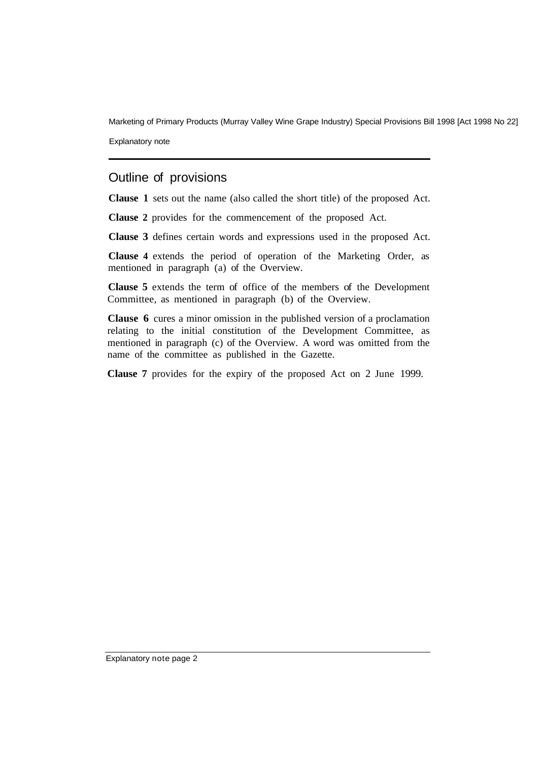## Outline of provisions

**Clause 1** sets out the name (also called the short title) of the proposed Act.

**Clause 2** provides for the commencement of the proposed Act.

**Clause 3** defines certain words and expressions used in the proposed Act.

**Clause 4** extends the period of operation of the Marketing Order, as mentioned in paragraph (a) of the Overview.

**Clause 5** extends the term of office of the members of the Development Committee, as mentioned in paragraph (b) of the Overview.

**Clause 6** cures a minor omission in the published version of a proclamation relating to the initial constitution of the Development Committee, as mentioned in paragraph (c) of the Overview. A word was omitted from the name of the committee as published in the Gazette.

**Clause 7** provides for the expiry of the proposed Act on 2 June 1999.